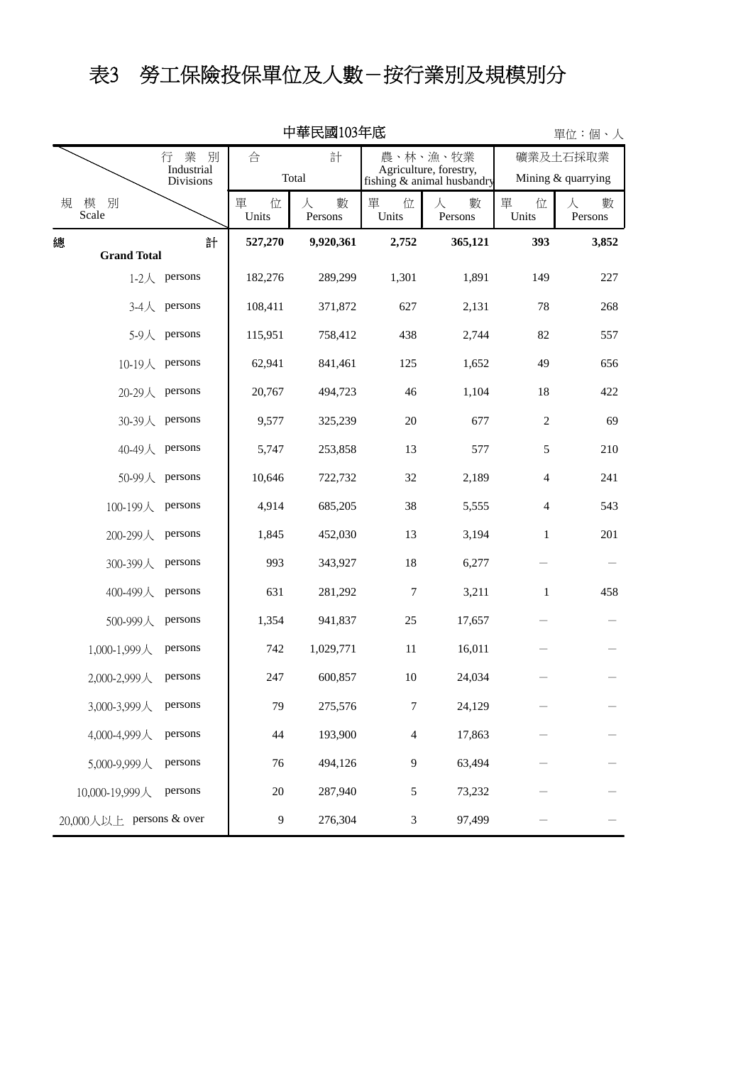# 表3　勞工保險投保單位及人數－按行業別及規模別分

中華民國103年底

單位：個、人

| 行業別 Industrial Divisions / 規模別 Scale | 合計 Total | | 農、林、漁、牧業 Agriculture, forestry, fishing & animal husbandry | | 礦業及土石採取業 Mining & quarrying | |
|---|---|---|---|---|---|---|
| | 單位 Units | 人數 Persons | 單位 Units | 人數 Persons | 單位 Units | 人數 Persons |
| **總計 Grand Total** | **527,270** | **9,920,361** | **2,752** | **365,121** | **393** | **3,852** |
| 1-2人 persons | 182,276 | 289,299 | 1,301 | 1,891 | 149 | 227 |
| 3-4人 persons | 108,411 | 371,872 | 627 | 2,131 | 78 | 268 |
| 5-9人 persons | 115,951 | 758,412 | 438 | 2,744 | 82 | 557 |
| 10-19人 persons | 62,941 | 841,461 | 125 | 1,652 | 49 | 656 |
| 20-29人 persons | 20,767 | 494,723 | 46 | 1,104 | 18 | 422 |
| 30-39人 persons | 9,577 | 325,239 | 20 | 677 | 2 | 69 |
| 40-49人 persons | 5,747 | 253,858 | 13 | 577 | 5 | 210 |
| 50-99人 persons | 10,646 | 722,732 | 32 | 2,189 | 4 | 241 |
| 100-199人 persons | 4,914 | 685,205 | 38 | 5,555 | 4 | 543 |
| 200-299人 persons | 1,845 | 452,030 | 13 | 3,194 | 1 | 201 |
| 300-399人 persons | 993 | 343,927 | 18 | 6,277 | － | － |
| 400-499人 persons | 631 | 281,292 | 7 | 3,211 | 1 | 458 |
| 500-999人 persons | 1,354 | 941,837 | 25 | 17,657 | － | － |
| 1,000-1,999人 persons | 742 | 1,029,771 | 11 | 16,011 | － | － |
| 2,000-2,999人 persons | 247 | 600,857 | 10 | 24,034 | － | － |
| 3,000-3,999人 persons | 79 | 275,576 | 7 | 24,129 | － | － |
| 4,000-4,999人 persons | 44 | 193,900 | 4 | 17,863 | － | － |
| 5,000-9,999人 persons | 76 | 494,126 | 9 | 63,494 | － | － |
| 10,000-19,999人 persons | 20 | 287,940 | 5 | 73,232 | － | － |
| 20,000人以上 persons & over | 9 | 276,304 | 3 | 97,499 | － | － |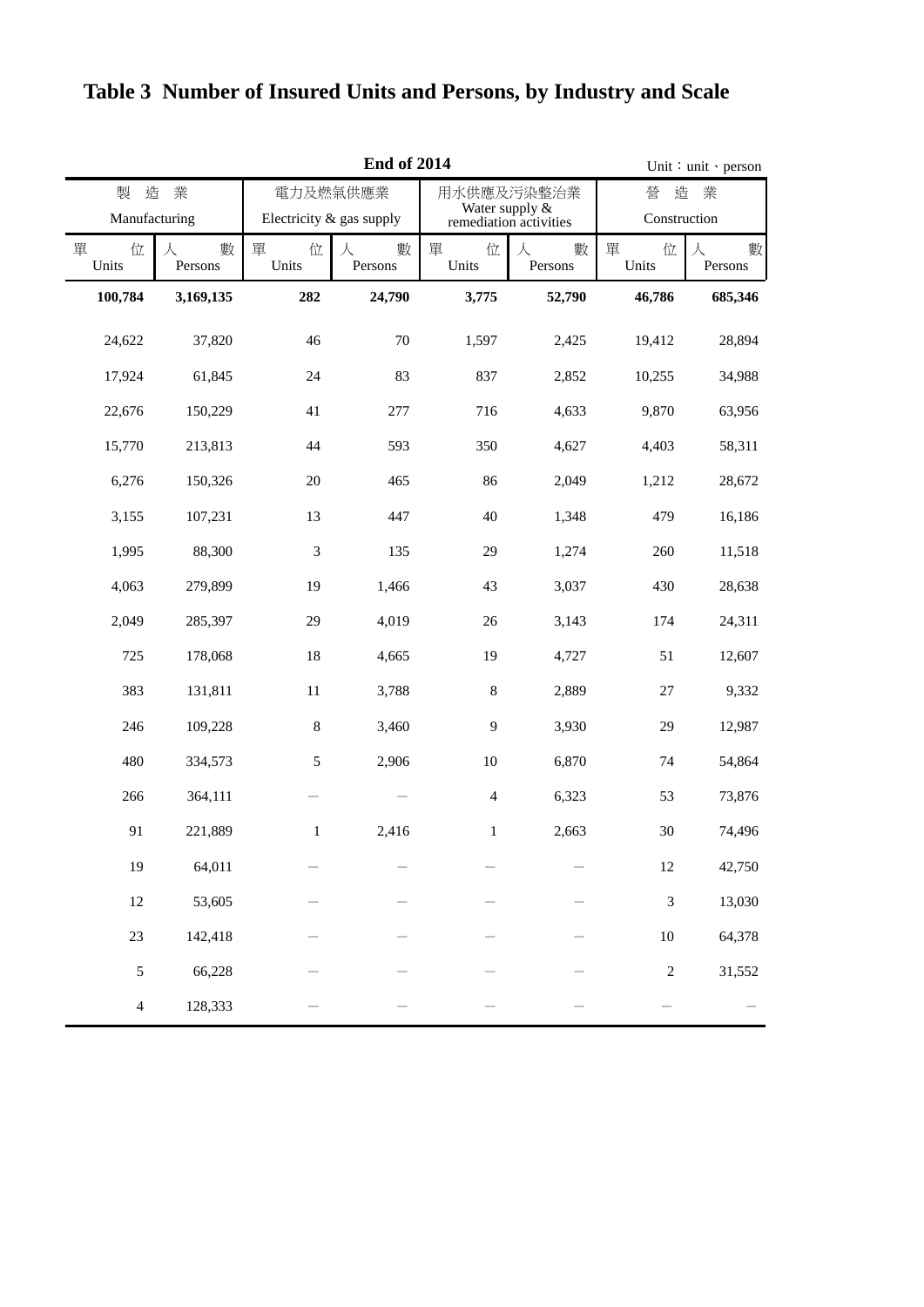# Table 3 Number of Insured Units and Persons, by Industry and Scale

**End of 2014**

Unit：unit、person

| 製　造　業 Manufacturing | | 電力及燃氣供應業 Electricity & gas supply | | 用水供應及污染整治業 Water supply & remediation activities | | 營　造　業 Construction | |
|---|---|---|---|---|---|---|---|
| 單　位 Units | 人　數 Persons | 單　位 Units | 人　數 Persons | 單　位 Units | 人　數 Persons | 單　位 Units | 人　數 Persons |
| **100,784** | **3,169,135** | **282** | **24,790** | **3,775** | **52,790** | **46,786** | **685,346** |
| 24,622 | 37,820 | 46 | 70 | 1,597 | 2,425 | 19,412 | 28,894 |
| 17,924 | 61,845 | 24 | 83 | 837 | 2,852 | 10,255 | 34,988 |
| 22,676 | 150,229 | 41 | 277 | 716 | 4,633 | 9,870 | 63,956 |
| 15,770 | 213,813 | 44 | 593 | 350 | 4,627 | 4,403 | 58,311 |
| 6,276 | 150,326 | 20 | 465 | 86 | 2,049 | 1,212 | 28,672 |
| 3,155 | 107,231 | 13 | 447 | 40 | 1,348 | 479 | 16,186 |
| 1,995 | 88,300 | 3 | 135 | 29 | 1,274 | 260 | 11,518 |
| 4,063 | 279,899 | 19 | 1,466 | 43 | 3,037 | 430 | 28,638 |
| 2,049 | 285,397 | 29 | 4,019 | 26 | 3,143 | 174 | 24,311 |
| 725 | 178,068 | 18 | 4,665 | 19 | 4,727 | 51 | 12,607 |
| 383 | 131,811 | 11 | 3,788 | 8 | 2,889 | 27 | 9,332 |
| 246 | 109,228 | 8 | 3,460 | 9 | 3,930 | 29 | 12,987 |
| 480 | 334,573 | 5 | 2,906 | 10 | 6,870 | 74 | 54,864 |
| 266 | 364,111 | － | － | 4 | 6,323 | 53 | 73,876 |
| 91 | 221,889 | 1 | 2,416 | 1 | 2,663 | 30 | 74,496 |
| 19 | 64,011 | － | － | － | － | 12 | 42,750 |
| 12 | 53,605 | － | － | － | － | 3 | 13,030 |
| 23 | 142,418 | － | － | － | － | 10 | 64,378 |
| 5 | 66,228 | － | － | － | － | 2 | 31,552 |
| 4 | 128,333 | － | － | － | － | － | － |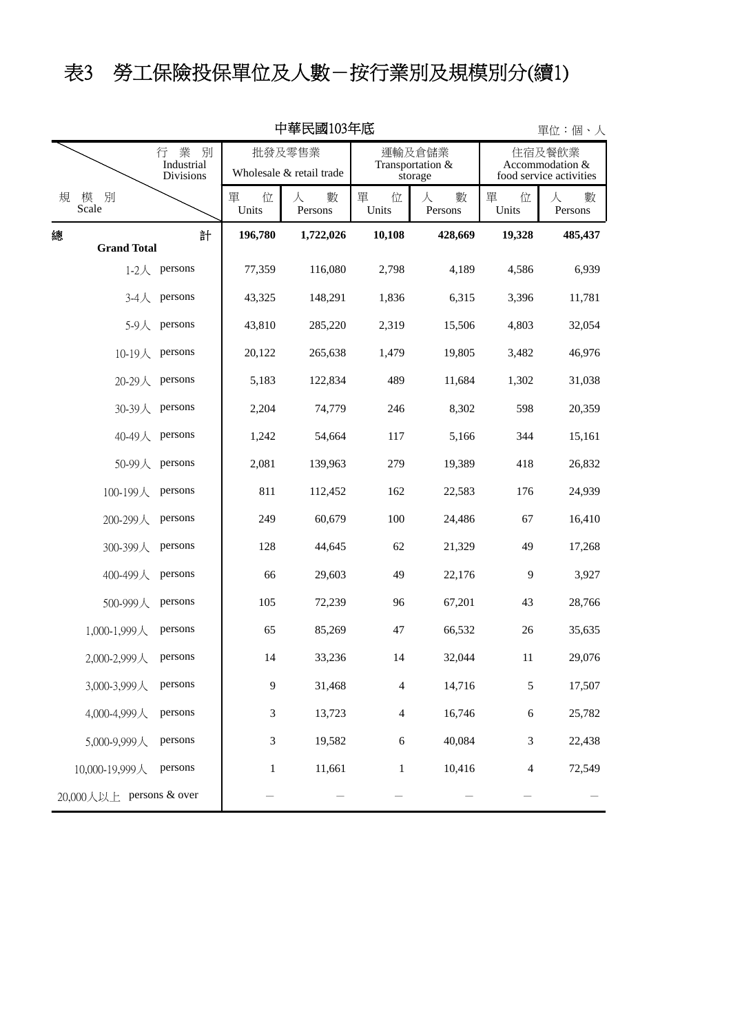# 表3　勞工保險投保單位及人數－按行業別及規模別分(續1)

中華民國103年底

單位：個、人

| 行業別 Industrial Divisions / 規模別 Scale | 批發及零售業 Wholesale & retail trade | | 運輸及倉儲業 Transportation & storage | | 住宿及餐飲業 Accommodation & food service activities | |
|---|---|---|---|---|---|---|
| | 單位 Units | 人數 Persons | 單位 Units | 人數 Persons | 單位 Units | 人數 Persons |
| **總計 Grand Total** | **196,780** | **1,722,026** | **10,108** | **428,669** | **19,328** | **485,437** |
| 1-2人 persons | 77,359 | 116,080 | 2,798 | 4,189 | 4,586 | 6,939 |
| 3-4人 persons | 43,325 | 148,291 | 1,836 | 6,315 | 3,396 | 11,781 |
| 5-9人 persons | 43,810 | 285,220 | 2,319 | 15,506 | 4,803 | 32,054 |
| 10-19人 persons | 20,122 | 265,638 | 1,479 | 19,805 | 3,482 | 46,976 |
| 20-29人 persons | 5,183 | 122,834 | 489 | 11,684 | 1,302 | 31,038 |
| 30-39人 persons | 2,204 | 74,779 | 246 | 8,302 | 598 | 20,359 |
| 40-49人 persons | 1,242 | 54,664 | 117 | 5,166 | 344 | 15,161 |
| 50-99人 persons | 2,081 | 139,963 | 279 | 19,389 | 418 | 26,832 |
| 100-199人 persons | 811 | 112,452 | 162 | 22,583 | 176 | 24,939 |
| 200-299人 persons | 249 | 60,679 | 100 | 24,486 | 67 | 16,410 |
| 300-399人 persons | 128 | 44,645 | 62 | 21,329 | 49 | 17,268 |
| 400-499人 persons | 66 | 29,603 | 49 | 22,176 | 9 | 3,927 |
| 500-999人 persons | 105 | 72,239 | 96 | 67,201 | 43 | 28,766 |
| 1,000-1,999人 persons | 65 | 85,269 | 47 | 66,532 | 26 | 35,635 |
| 2,000-2,999人 persons | 14 | 33,236 | 14 | 32,044 | 11 | 29,076 |
| 3,000-3,999人 persons | 9 | 31,468 | 4 | 14,716 | 5 | 17,507 |
| 4,000-4,999人 persons | 3 | 13,723 | 4 | 16,746 | 6 | 25,782 |
| 5,000-9,999人 persons | 3 | 19,582 | 6 | 40,084 | 3 | 22,438 |
| 10,000-19,999人 persons | 1 | 11,661 | 1 | 10,416 | 4 | 72,549 |
| 20,000人以上 persons & over | － | － | － | － | － | － |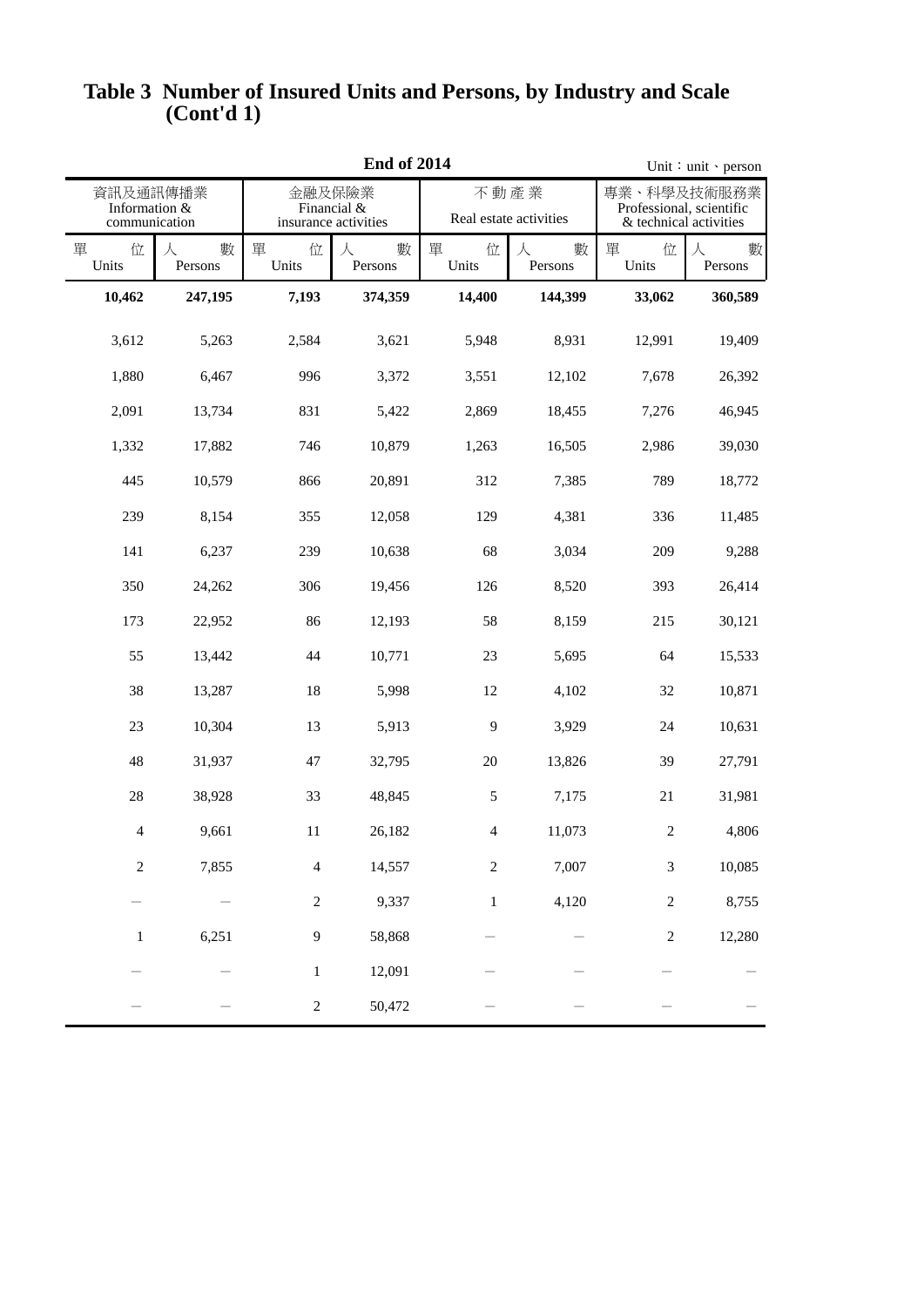# Table 3 Number of Insured Units and Persons, by Industry and Scale (Cont'd 1)

**End of 2014**

Unit：unit、person

| 資訊及通訊傳播業 Information & communication | | 金融及保險業 Financial & insurance activities | | 不動產業 Real estate activities | | 專業、科學及技術服務業 Professional, scientific & technical activities | |
|---|---|---|---|---|---|---|---|
| 單位 Units | 人數 Persons | 單位 Units | 人數 Persons | 單位 Units | 人數 Persons | 單位 Units | 人數 Persons |
| **10,462** | **247,195** | **7,193** | **374,359** | **14,400** | **144,399** | **33,062** | **360,589** |
| 3,612 | 5,263 | 2,584 | 3,621 | 5,948 | 8,931 | 12,991 | 19,409 |
| 1,880 | 6,467 | 996 | 3,372 | 3,551 | 12,102 | 7,678 | 26,392 |
| 2,091 | 13,734 | 831 | 5,422 | 2,869 | 18,455 | 7,276 | 46,945 |
| 1,332 | 17,882 | 746 | 10,879 | 1,263 | 16,505 | 2,986 | 39,030 |
| 445 | 10,579 | 866 | 20,891 | 312 | 7,385 | 789 | 18,772 |
| 239 | 8,154 | 355 | 12,058 | 129 | 4,381 | 336 | 11,485 |
| 141 | 6,237 | 239 | 10,638 | 68 | 3,034 | 209 | 9,288 |
| 350 | 24,262 | 306 | 19,456 | 126 | 8,520 | 393 | 26,414 |
| 173 | 22,952 | 86 | 12,193 | 58 | 8,159 | 215 | 30,121 |
| 55 | 13,442 | 44 | 10,771 | 23 | 5,695 | 64 | 15,533 |
| 38 | 13,287 | 18 | 5,998 | 12 | 4,102 | 32 | 10,871 |
| 23 | 10,304 | 13 | 5,913 | 9 | 3,929 | 24 | 10,631 |
| 48 | 31,937 | 47 | 32,795 | 20 | 13,826 | 39 | 27,791 |
| 28 | 38,928 | 33 | 48,845 | 5 | 7,175 | 21 | 31,981 |
| 4 | 9,661 | 11 | 26,182 | 4 | 11,073 | 2 | 4,806 |
| 2 | 7,855 | 4 | 14,557 | 2 | 7,007 | 3 | 10,085 |
| － | － | 2 | 9,337 | 1 | 4,120 | 2 | 8,755 |
| 1 | 6,251 | 9 | 58,868 | － | － | 2 | 12,280 |
| － | － | 1 | 12,091 | － | － | － | － |
| － | － | 2 | 50,472 | － | － | － | － |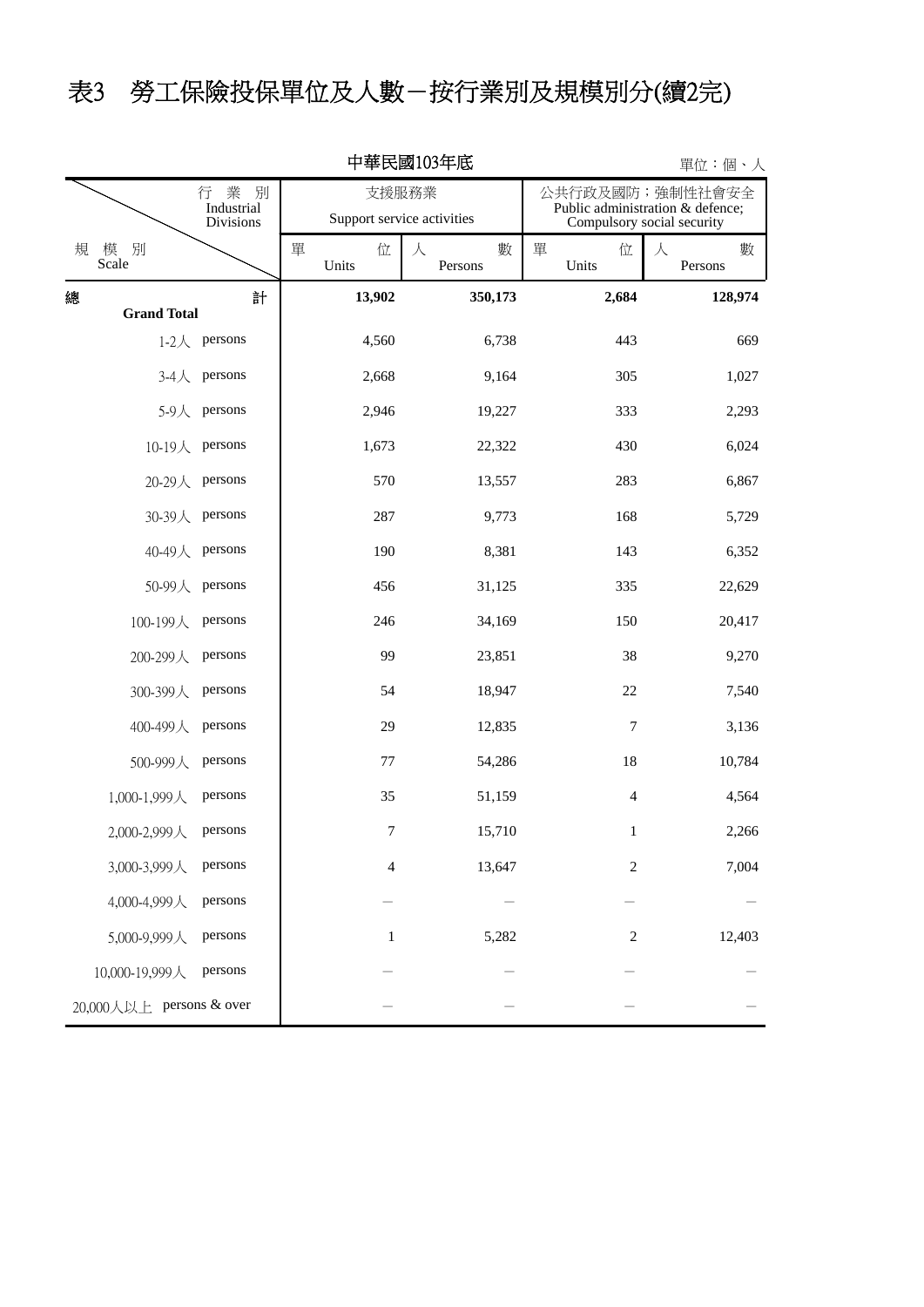# 表3　勞工保險投保單位及人數－按行業別及規模別分(續2完)

中華民國103年底

單位：個、人

| 規模別 Scale ＼ 行業別 Industrial Divisions | 支援服務業 Support service activities | | 公共行政及國防；強制性社會安全 Public administration & defence; Compulsory social security | |
|---|---|---|---|---|
| | 單位 Units | 人數 Persons | 單位 Units | 人數 Persons |
| **總計 Grand Total** | **13,902** | **350,173** | **2,684** | **128,974** |
| 1-2人 persons | 4,560 | 6,738 | 443 | 669 |
| 3-4人 persons | 2,668 | 9,164 | 305 | 1,027 |
| 5-9人 persons | 2,946 | 19,227 | 333 | 2,293 |
| 10-19人 persons | 1,673 | 22,322 | 430 | 6,024 |
| 20-29人 persons | 570 | 13,557 | 283 | 6,867 |
| 30-39人 persons | 287 | 9,773 | 168 | 5,729 |
| 40-49人 persons | 190 | 8,381 | 143 | 6,352 |
| 50-99人 persons | 456 | 31,125 | 335 | 22,629 |
| 100-199人 persons | 246 | 34,169 | 150 | 20,417 |
| 200-299人 persons | 99 | 23,851 | 38 | 9,270 |
| 300-399人 persons | 54 | 18,947 | 22 | 7,540 |
| 400-499人 persons | 29 | 12,835 | 7 | 3,136 |
| 500-999人 persons | 77 | 54,286 | 18 | 10,784 |
| 1,000-1,999人 persons | 35 | 51,159 | 4 | 4,564 |
| 2,000-2,999人 persons | 7 | 15,710 | 1 | 2,266 |
| 3,000-3,999人 persons | 4 | 13,647 | 2 | 7,004 |
| 4,000-4,999人 persons | – | – | – | – |
| 5,000-9,999人 persons | 1 | 5,282 | 2 | 12,403 |
| 10,000-19,999人 persons | – | – | – | – |
| 20,000人以上 persons & over | – | – | – | – |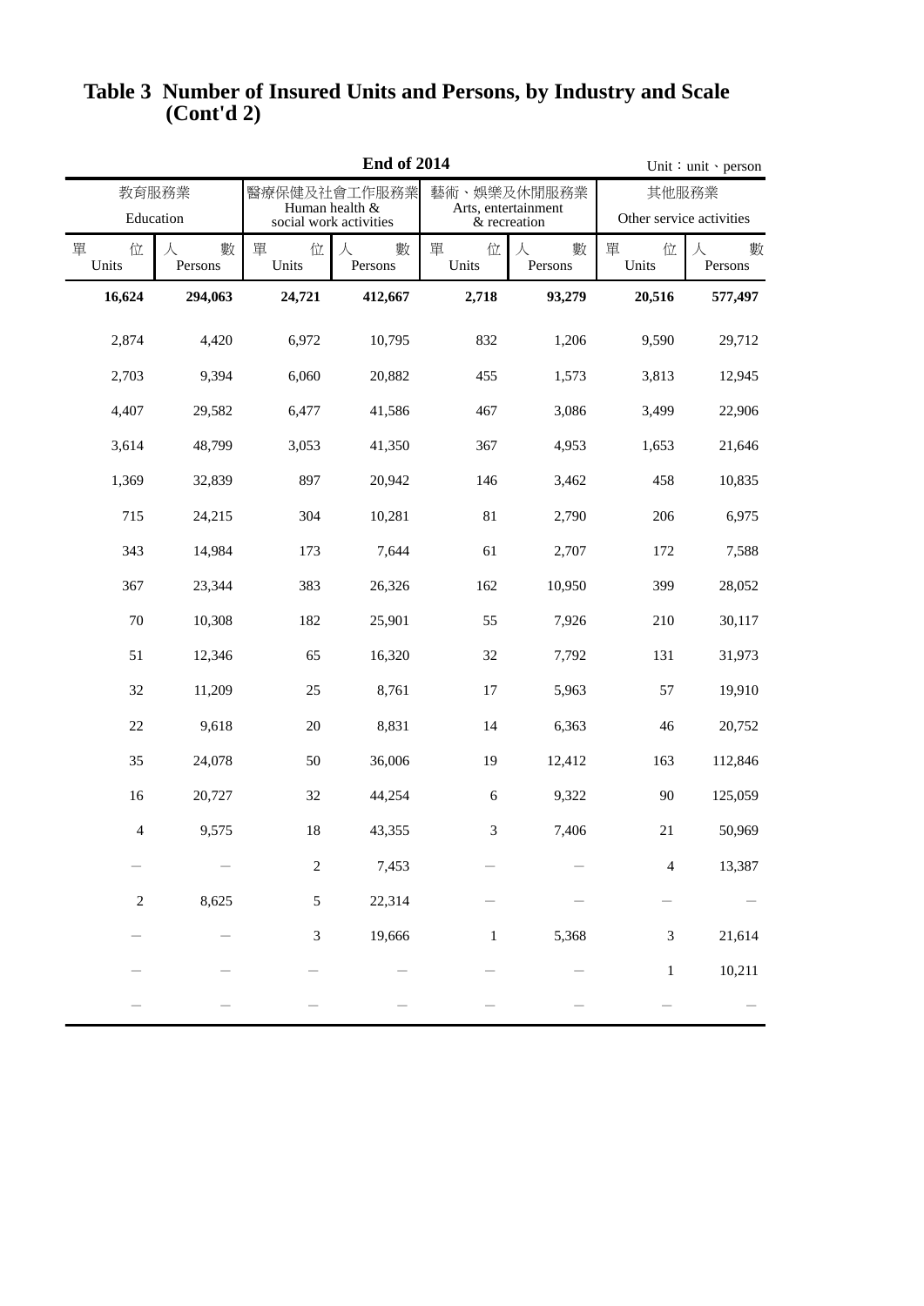# Table 3 Number of Insured Units and Persons, by Industry and Scale (Cont'd 2)

**End of 2014**

Unit：unit、person

| 教育服務業 Education | | 醫療保健及社會工作服務業 Human health & social work activities | | 藝術、娛樂及休閒服務業 Arts, entertainment & recreation | | 其他服務業 Other service activities | |
|---|---|---|---|---|---|---|---|
| 單位 Units | 人數 Persons | 單位 Units | 人數 Persons | 單位 Units | 人數 Persons | 單位 Units | 人數 Persons |
| **16,624** | **294,063** | **24,721** | **412,667** | **2,718** | **93,279** | **20,516** | **577,497** |
| 2,874 | 4,420 | 6,972 | 10,795 | 832 | 1,206 | 9,590 | 29,712 |
| 2,703 | 9,394 | 6,060 | 20,882 | 455 | 1,573 | 3,813 | 12,945 |
| 4,407 | 29,582 | 6,477 | 41,586 | 467 | 3,086 | 3,499 | 22,906 |
| 3,614 | 48,799 | 3,053 | 41,350 | 367 | 4,953 | 1,653 | 21,646 |
| 1,369 | 32,839 | 897 | 20,942 | 146 | 3,462 | 458 | 10,835 |
| 715 | 24,215 | 304 | 10,281 | 81 | 2,790 | 206 | 6,975 |
| 343 | 14,984 | 173 | 7,644 | 61 | 2,707 | 172 | 7,588 |
| 367 | 23,344 | 383 | 26,326 | 162 | 10,950 | 399 | 28,052 |
| 70 | 10,308 | 182 | 25,901 | 55 | 7,926 | 210 | 30,117 |
| 51 | 12,346 | 65 | 16,320 | 32 | 7,792 | 131 | 31,973 |
| 32 | 11,209 | 25 | 8,761 | 17 | 5,963 | 57 | 19,910 |
| 22 | 9,618 | 20 | 8,831 | 14 | 6,363 | 46 | 20,752 |
| 35 | 24,078 | 50 | 36,006 | 19 | 12,412 | 163 | 112,846 |
| 16 | 20,727 | 32 | 44,254 | 6 | 9,322 | 90 | 125,059 |
| 4 | 9,575 | 18 | 43,355 | 3 | 7,406 | 21 | 50,969 |
| － | － | 2 | 7,453 | － | － | 4 | 13,387 |
| 2 | 8,625 | 5 | 22,314 | － | － | － | － |
| － | － | 3 | 19,666 | 1 | 5,368 | 3 | 21,614 |
| － | － | － | － | － | － | 1 | 10,211 |
| － | － | － | － | － | － | － | － |